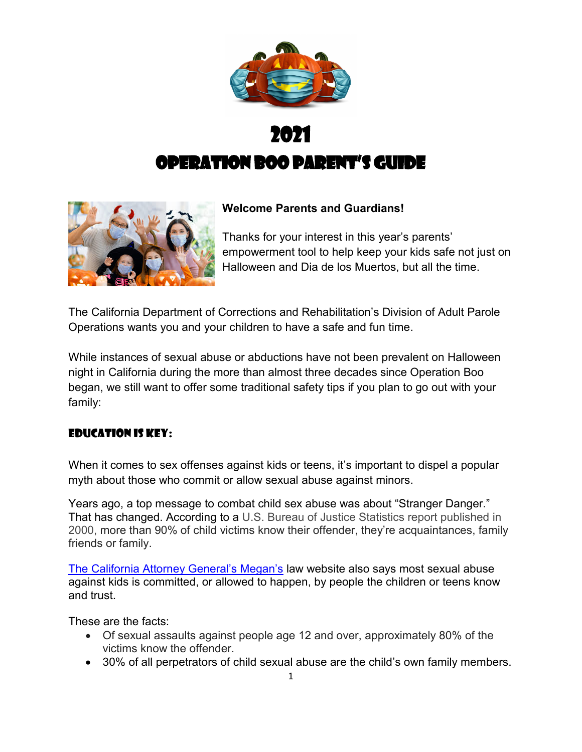# 2021
# Operation Boo Parent's Guide

**Welcome Parents and Guardians!**

Thanks for your interest in this year's parents' empowerment tool to help keep your kids safe not just on Halloween and Dia de los Muertos, but all the time.

The California Department of Corrections and Rehabilitation's Division of Adult Parole Operations wants you and your children to have a safe and fun time.

While instances of sexual abuse or abductions have not been prevalent on Halloween night in California during the more than almost three decades since Operation Boo began, we still want to offer some traditional safety tips if you plan to go out with your family:

## Education is Key:

When it comes to sex offenses against kids or teens, it's important to dispel a popular myth about those who commit or allow sexual abuse against minors.

Years ago, a top message to combat child sex abuse was about "Stranger Danger." That has changed. According to a U.S. Bureau of Justice Statistics report published in 2000, more than 90% of child victims know their offender, they're acquaintances, family friends or family.

The California Attorney General's Megan's law website also says most sexual abuse against kids is committed, or allowed to happen, by people the children or teens know and trust.

These are the facts:

- Of sexual assaults against people age 12 and over, approximately 80% of the victims know the offender.
- 30% of all perpetrators of child sexual abuse are the child's own family members.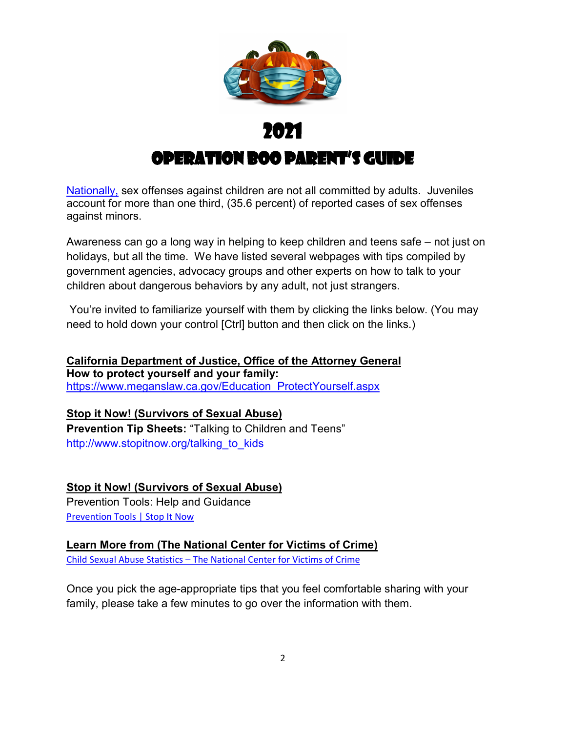# 2021

# Operation Boo Parent's Guide

Nationally, sex offenses against children are not all committed by adults. Juveniles account for more than one third, (35.6 percent) of reported cases of sex offenses against minors.

Awareness can go a long way in helping to keep children and teens safe – not just on holidays, but all the time. We have listed several webpages with tips compiled by government agencies, advocacy groups and other experts on how to talk to your children about dangerous behaviors by any adult, not just strangers.

You're invited to familiarize yourself with them by clicking the links below. (You may need to hold down your control [Ctrl] button and then click on the links.)

**California Department of Justice, Office of the Attorney General**
**How to protect yourself and your family:**
https://www.meganslaw.ca.gov/Education_ProtectYourself.aspx

**Stop it Now! (Survivors of Sexual Abuse)**
**Prevention Tip Sheets:** "Talking to Children and Teens"
http://www.stopitnow.org/talking_to_kids

**Stop it Now! (Survivors of Sexual Abuse)**
Prevention Tools: Help and Guidance
Prevention Tools | Stop It Now

**Learn More from (The National Center for Victims of Crime)**
Child Sexual Abuse Statistics – The National Center for Victims of Crime

Once you pick the age-appropriate tips that you feel comfortable sharing with your family, please take a few minutes to go over the information with them.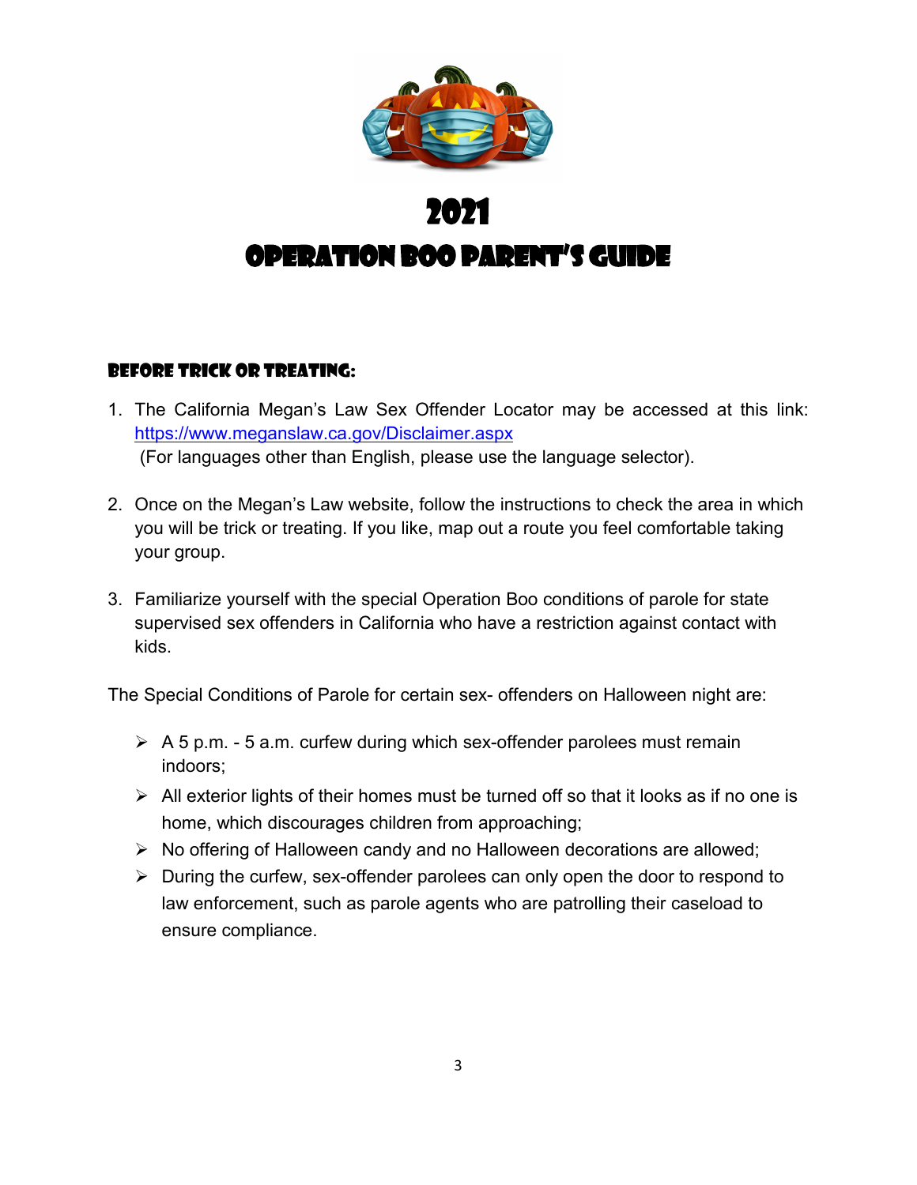# 2021

# Operation Boo Parent's Guide

### Before Trick or Treating:

1. The California Megan's Law Sex Offender Locator may be accessed at this link: https://www.meganslaw.ca.gov/Disclaimer.aspx
 (For languages other than English, please use the language selector).

2. Once on the Megan's Law website, follow the instructions to check the area in which you will be trick or treating. If you like, map out a route you feel comfortable taking your group.

3. Familiarize yourself with the special Operation Boo conditions of parole for state supervised sex offenders in California who have a restriction against contact with kids.

The Special Conditions of Parole for certain sex- offenders on Halloween night are:

- A 5 p.m. - 5 a.m. curfew during which sex-offender parolees must remain indoors;
- All exterior lights of their homes must be turned off so that it looks as if no one is home, which discourages children from approaching;
- No offering of Halloween candy and no Halloween decorations are allowed;
- During the curfew, sex-offender parolees can only open the door to respond to law enforcement, such as parole agents who are patrolling their caseload to ensure compliance.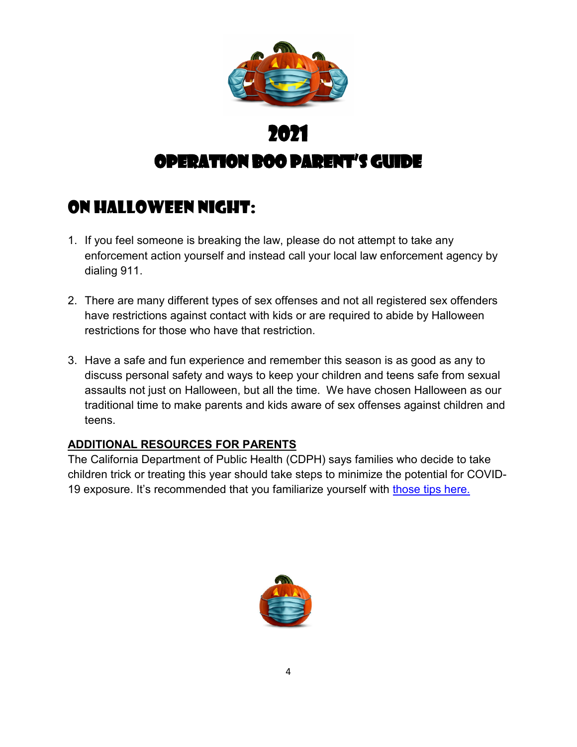# 2021

# Operation Boo Parent's Guide

## On Halloween Night:

1. If you feel someone is breaking the law, please do not attempt to take any enforcement action yourself and instead call your local law enforcement agency by dialing 911.

2. There are many different types of sex offenses and not all registered sex offenders have restrictions against contact with kids or are required to abide by Halloween restrictions for those who have that restriction.

3. Have a safe and fun experience and remember this season is as good as any to discuss personal safety and ways to keep your children and teens safe from sexual assaults not just on Halloween, but all the time. We have chosen Halloween as our traditional time to make parents and kids aware of sex offenses against children and teens.

**ADDITIONAL RESOURCES FOR PARENTS**

The California Department of Public Health (CDPH) says families who decide to take children trick or treating this year should take steps to minimize the potential for COVID-19 exposure. It's recommended that you familiarize yourself with those tips here.